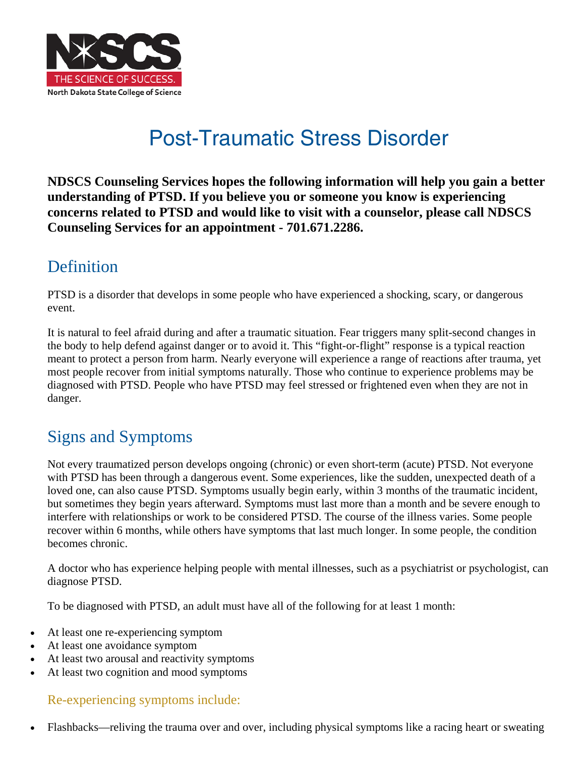# Post-Traumatic Stress Disorder

**NDSCS Counseling Services hopes the following information will help you gain a better understanding of PTSD. If you believe you or someone you know is experiencing concerns related to PTSD and would like to visit with a counselor, please call NDSCS Counseling Services for an appointment - 701.671.2286.**

## Definition

PTSD is a disorder that develops in some people who have experienced a shocking, scary, or dangerous event.

It is natural to feel afraid during and after a traumatic situation. Fear triggers many split-second changes in the body to help defend against danger or to avoid it. This "fight-or-flight" response is a typical reaction meant to protect a person from harm. Nearly everyone will experience a range of reactions after trauma, yet most people recover from initial symptoms naturally. Those who continue to experience problems may be diagnosed with PTSD. People who have PTSD may feel stressed or frightened even when they are not in danger.

## Signs and Symptoms

Not every traumatized person develops ongoing (chronic) or even short-term (acute) PTSD. Not everyone with PTSD has been through a dangerous event. Some experiences, like the sudden, unexpected death of a loved one, can also cause PTSD. Symptoms usually begin early, within 3 months of the traumatic incident, but sometimes they begin years afterward. Symptoms must last more than a month and be severe enough to interfere with relationships or work to be considered PTSD. The course of the illness varies. Some people recover within 6 months, while others have symptoms that last much longer. In some people, the condition becomes chronic.

A doctor who has experience helping people with mental illnesses, such as a psychiatrist or psychologist, can diagnose PTSD.

To be diagnosed with PTSD, an adult must have all of the following for at least 1 month:

- At least one re-experiencing symptom
- At least one avoidance symptom
- At least two arousal and reactivity symptoms
- At least two cognition and mood symptoms

### Re-experiencing symptoms include:

- Flashbacks—reliving the trauma over and over, including physical symptoms like a racing heart or sweating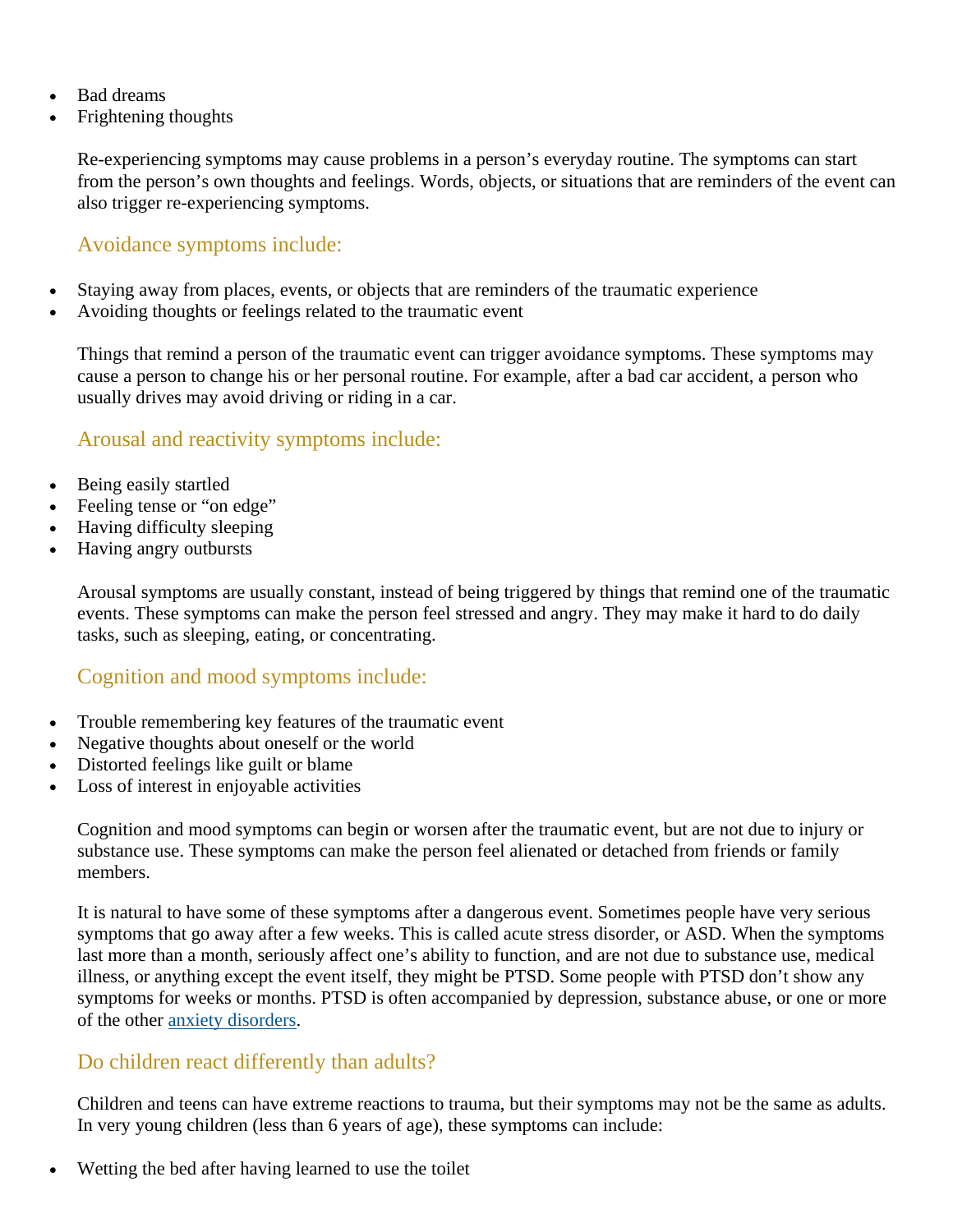- Bad dreams
- Frightening thoughts

Re-experiencing symptoms may cause problems in a person's everyday routine. The symptoms can start from the person's own thoughts and feelings. Words, objects, or situations that are reminders of the event can also trigger re-experiencing symptoms.

### Avoidance symptoms include:

- Staying away from places, events, or objects that are reminders of the traumatic experience
- Avoiding thoughts or feelings related to the traumatic event

Things that remind a person of the traumatic event can trigger avoidance symptoms. These symptoms may cause a person to change his or her personal routine. For example, after a bad car accident, a person who usually drives may avoid driving or riding in a car.

### Arousal and reactivity symptoms include:

- Being easily startled
- Feeling tense or "on edge"
- Having difficulty sleeping
- Having angry outbursts

Arousal symptoms are usually constant, instead of being triggered by things that remind one of the traumatic events. These symptoms can make the person feel stressed and angry. They may make it hard to do daily tasks, such as sleeping, eating, or concentrating.

### Cognition and mood symptoms include:

- Trouble remembering key features of the traumatic event
- Negative thoughts about oneself or the world
- Distorted feelings like guilt or blame
- Loss of interest in enjoyable activities

Cognition and mood symptoms can begin or worsen after the traumatic event, but are not due to injury or substance use. These symptoms can make the person feel alienated or detached from friends or family members.

It is natural to have some of these symptoms after a dangerous event. Sometimes people have very serious symptoms that go away after a few weeks. This is called acute stress disorder, or ASD. When the symptoms last more than a month, seriously affect one's ability to function, and are not due to substance use, medical illness, or anything except the event itself, they might be PTSD. Some people with PTSD don't show any symptoms for weeks or months. PTSD is often accompanied by depression, substance abuse, or one or more of the other anxiety disorders.

### Do children react differently than adults?

Children and teens can have extreme reactions to trauma, but their symptoms may not be the same as adults. In very young children (less than 6 years of age), these symptoms can include:

- Wetting the bed after having learned to use the toilet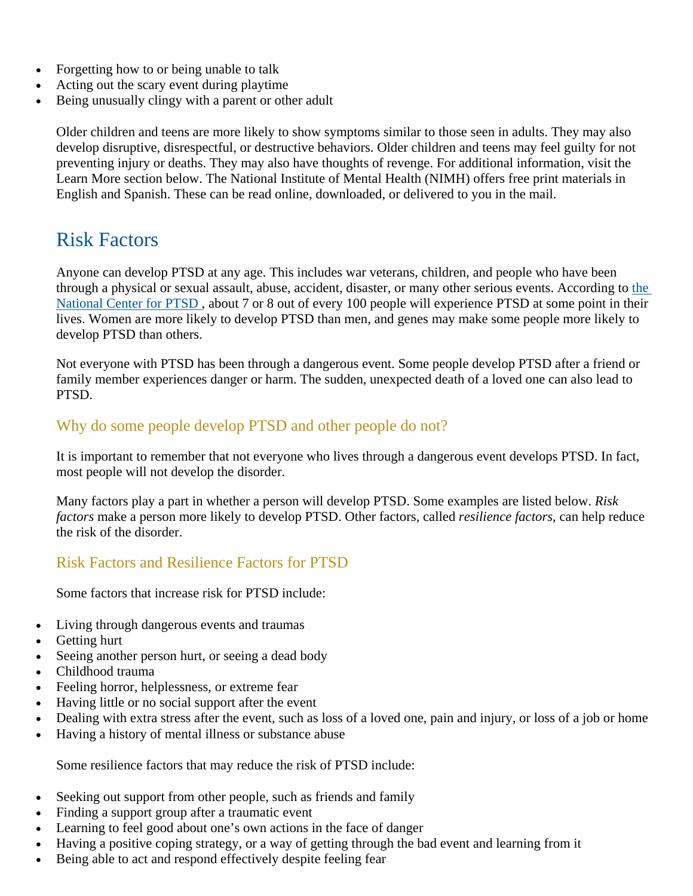- Forgetting how to or being unable to talk
- Acting out the scary event during playtime
- Being unusually clingy with a parent or other adult

Older children and teens are more likely to show symptoms similar to those seen in adults. They may also develop disruptive, disrespectful, or destructive behaviors. Older children and teens may feel guilty for not preventing injury or deaths. They may also have thoughts of revenge. For additional information, visit the Learn More section below. The National Institute of Mental Health (NIMH) offers free print materials in English and Spanish. These can be read online, downloaded, or delivered to you in the mail.

## Risk Factors

Anyone can develop PTSD at any age. This includes war veterans, children, and people who have been through a physical or sexual assault, abuse, accident, disaster, or many other serious events. According to the National Center for PTSD , about 7 or 8 out of every 100 people will experience PTSD at some point in their lives. Women are more likely to develop PTSD than men, and genes may make some people more likely to develop PTSD than others.

Not everyone with PTSD has been through a dangerous event. Some people develop PTSD after a friend or family member experiences danger or harm. The sudden, unexpected death of a loved one can also lead to PTSD.

### Why do some people develop PTSD and other people do not?

It is important to remember that not everyone who lives through a dangerous event develops PTSD. In fact, most people will not develop the disorder.

Many factors play a part in whether a person will develop PTSD. Some examples are listed below. *Risk factors* make a person more likely to develop PTSD. Other factors, called *resilience factors*, can help reduce the risk of the disorder.

### Risk Factors and Resilience Factors for PTSD

Some factors that increase risk for PTSD include:

- Living through dangerous events and traumas
- Getting hurt
- Seeing another person hurt, or seeing a dead body
- Childhood trauma
- Feeling horror, helplessness, or extreme fear
- Having little or no social support after the event
- Dealing with extra stress after the event, such as loss of a loved one, pain and injury, or loss of a job or home
- Having a history of mental illness or substance abuse

Some resilience factors that may reduce the risk of PTSD include:

- Seeking out support from other people, such as friends and family
- Finding a support group after a traumatic event
- Learning to feel good about one's own actions in the face of danger
- Having a positive coping strategy, or a way of getting through the bad event and learning from it
- Being able to act and respond effectively despite feeling fear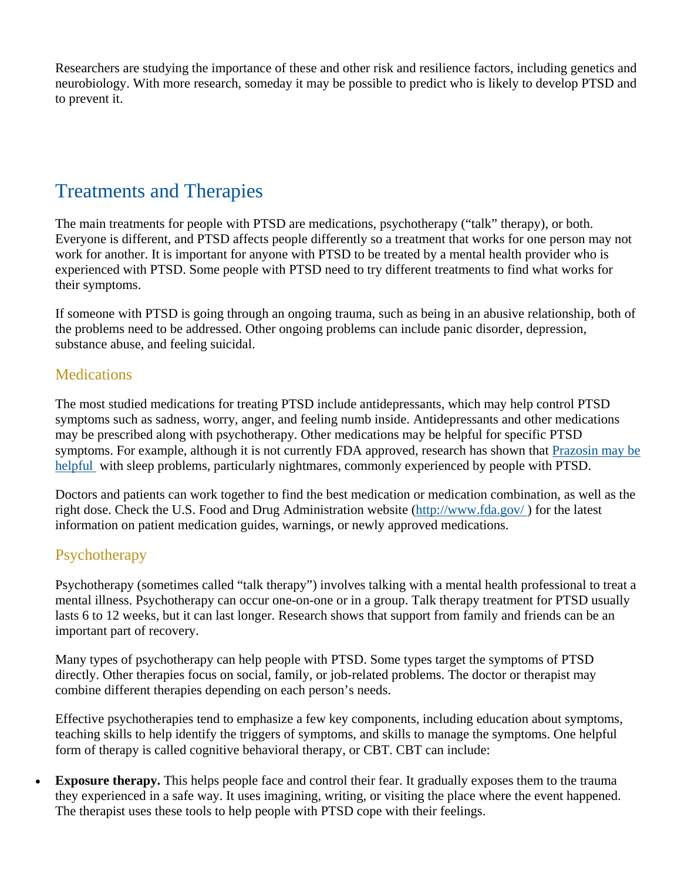Researchers are studying the importance of these and other risk and resilience factors, including genetics and neurobiology. With more research, someday it may be possible to predict who is likely to develop PTSD and to prevent it.

## Treatments and Therapies

The main treatments for people with PTSD are medications, psychotherapy ("talk" therapy), or both. Everyone is different, and PTSD affects people differently so a treatment that works for one person may not work for another. It is important for anyone with PTSD to be treated by a mental health provider who is experienced with PTSD. Some people with PTSD need to try different treatments to find what works for their symptoms.

If someone with PTSD is going through an ongoing trauma, such as being in an abusive relationship, both of the problems need to be addressed. Other ongoing problems can include panic disorder, depression, substance abuse, and feeling suicidal.

### Medications

The most studied medications for treating PTSD include antidepressants, which may help control PTSD symptoms such as sadness, worry, anger, and feeling numb inside. Antidepressants and other medications may be prescribed along with psychotherapy. Other medications may be helpful for specific PTSD symptoms. For example, although it is not currently FDA approved, research has shown that Prazosin may be helpful with sleep problems, particularly nightmares, commonly experienced by people with PTSD.

Doctors and patients can work together to find the best medication or medication combination, as well as the right dose. Check the U.S. Food and Drug Administration website (http://www.fda.gov/) for the latest information on patient medication guides, warnings, or newly approved medications.

### Psychotherapy

Psychotherapy (sometimes called "talk therapy") involves talking with a mental health professional to treat a mental illness. Psychotherapy can occur one-on-one or in a group. Talk therapy treatment for PTSD usually lasts 6 to 12 weeks, but it can last longer. Research shows that support from family and friends can be an important part of recovery.

Many types of psychotherapy can help people with PTSD. Some types target the symptoms of PTSD directly. Other therapies focus on social, family, or job-related problems. The doctor or therapist may combine different therapies depending on each person's needs.

Effective psychotherapies tend to emphasize a few key components, including education about symptoms, teaching skills to help identify the triggers of symptoms, and skills to manage the symptoms. One helpful form of therapy is called cognitive behavioral therapy, or CBT. CBT can include:

- **Exposure therapy.** This helps people face and control their fear. It gradually exposes them to the trauma they experienced in a safe way. It uses imagining, writing, or visiting the place where the event happened. The therapist uses these tools to help people with PTSD cope with their feelings.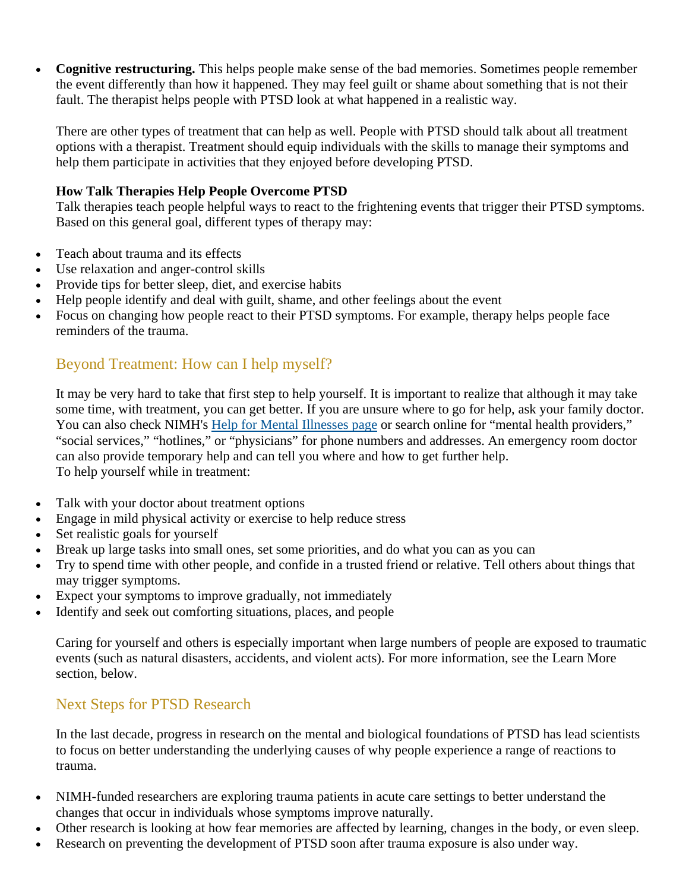- **Cognitive restructuring.** This helps people make sense of the bad memories. Sometimes people remember the event differently than how it happened. They may feel guilt or shame about something that is not their fault. The therapist helps people with PTSD look at what happened in a realistic way.

There are other types of treatment that can help as well. People with PTSD should talk about all treatment options with a therapist. Treatment should equip individuals with the skills to manage their symptoms and help them participate in activities that they enjoyed before developing PTSD.

**How Talk Therapies Help People Overcome PTSD**

Talk therapies teach people helpful ways to react to the frightening events that trigger their PTSD symptoms. Based on this general goal, different types of therapy may:

- Teach about trauma and its effects
- Use relaxation and anger-control skills
- Provide tips for better sleep, diet, and exercise habits
- Help people identify and deal with guilt, shame, and other feelings about the event
- Focus on changing how people react to their PTSD symptoms. For example, therapy helps people face reminders of the trauma.

## Beyond Treatment: How can I help myself?

It may be very hard to take that first step to help yourself. It is important to realize that although it may take some time, with treatment, you can get better. If you are unsure where to go for help, ask your family doctor. You can also check NIMH's Help for Mental Illnesses page or search online for "mental health providers," "social services," "hotlines," or "physicians" for phone numbers and addresses. An emergency room doctor can also provide temporary help and can tell you where and how to get further help.
To help yourself while in treatment:

- Talk with your doctor about treatment options
- Engage in mild physical activity or exercise to help reduce stress
- Set realistic goals for yourself
- Break up large tasks into small ones, set some priorities, and do what you can as you can
- Try to spend time with other people, and confide in a trusted friend or relative. Tell others about things that may trigger symptoms.
- Expect your symptoms to improve gradually, not immediately
- Identify and seek out comforting situations, places, and people

Caring for yourself and others is especially important when large numbers of people are exposed to traumatic events (such as natural disasters, accidents, and violent acts). For more information, see the Learn More section, below.

## Next Steps for PTSD Research

In the last decade, progress in research on the mental and biological foundations of PTSD has lead scientists to focus on better understanding the underlying causes of why people experience a range of reactions to trauma.

- NIMH-funded researchers are exploring trauma patients in acute care settings to better understand the changes that occur in individuals whose symptoms improve naturally.
- Other research is looking at how fear memories are affected by learning, changes in the body, or even sleep.
- Research on preventing the development of PTSD soon after trauma exposure is also under way.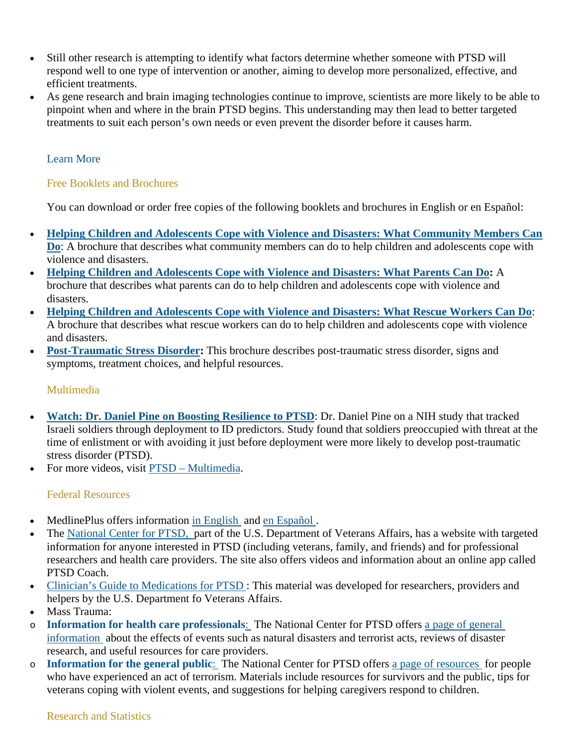- Still other research is attempting to identify what factors determine whether someone with PTSD will respond well to one type of intervention or another, aiming to develop more personalized, effective, and efficient treatments.
- As gene research and brain imaging technologies continue to improve, scientists are more likely to be able to pinpoint when and where in the brain PTSD begins. This understanding may then lead to better targeted treatments to suit each person's own needs or even prevent the disorder before it causes harm.

## Learn More

### Free Booklets and Brochures

You can download or order free copies of the following booklets and brochures in English or en Español:

- **Helping Children and Adolescents Cope with Violence and Disasters: What Community Members Can Do**: A brochure that describes what community members can do to help children and adolescents cope with violence and disasters.
- **Helping Children and Adolescents Cope with Violence and Disasters: What Parents Can Do:** A brochure that describes what parents can do to help children and adolescents cope with violence and disasters.
- **Helping Children and Adolescents Cope with Violence and Disasters: What Rescue Workers Can Do**: A brochure that describes what rescue workers can do to help children and adolescents cope with violence and disasters.
- **Post-Traumatic Stress Disorder:** This brochure describes post-traumatic stress disorder, signs and symptoms, treatment choices, and helpful resources.

### Multimedia

- **Watch: Dr. Daniel Pine on Boosting Resilience to PTSD**: Dr. Daniel Pine on a NIH study that tracked Israeli soldiers through deployment to ID predictors. Study found that soldiers preoccupied with threat at the time of enlistment or with avoiding it just before deployment were more likely to develop post-traumatic stress disorder (PTSD).
- For more videos, visit PTSD – Multimedia.

### Federal Resources

- MedlinePlus offers information in English and en Español.
- The National Center for PTSD, part of the U.S. Department of Veterans Affairs, has a website with targeted information for anyone interested in PTSD (including veterans, family, and friends) and for professional researchers and health care providers. The site also offers videos and information about an online app called PTSD Coach.
- Clinician's Guide to Medications for PTSD: This material was developed for researchers, providers and helpers by the U.S. Department fo Veterans Affairs.
- Mass Trauma:
  - **Information for health care professionals**: The National Center for PTSD offers a page of general information about the effects of events such as natural disasters and terrorist acts, reviews of disaster research, and useful resources for care providers.
  - **Information for the general public**: The National Center for PTSD offers a page of resources for people who have experienced an act of terrorism. Materials include resources for survivors and the public, tips for veterans coping with violent events, and suggestions for helping caregivers respond to children.

### Research and Statistics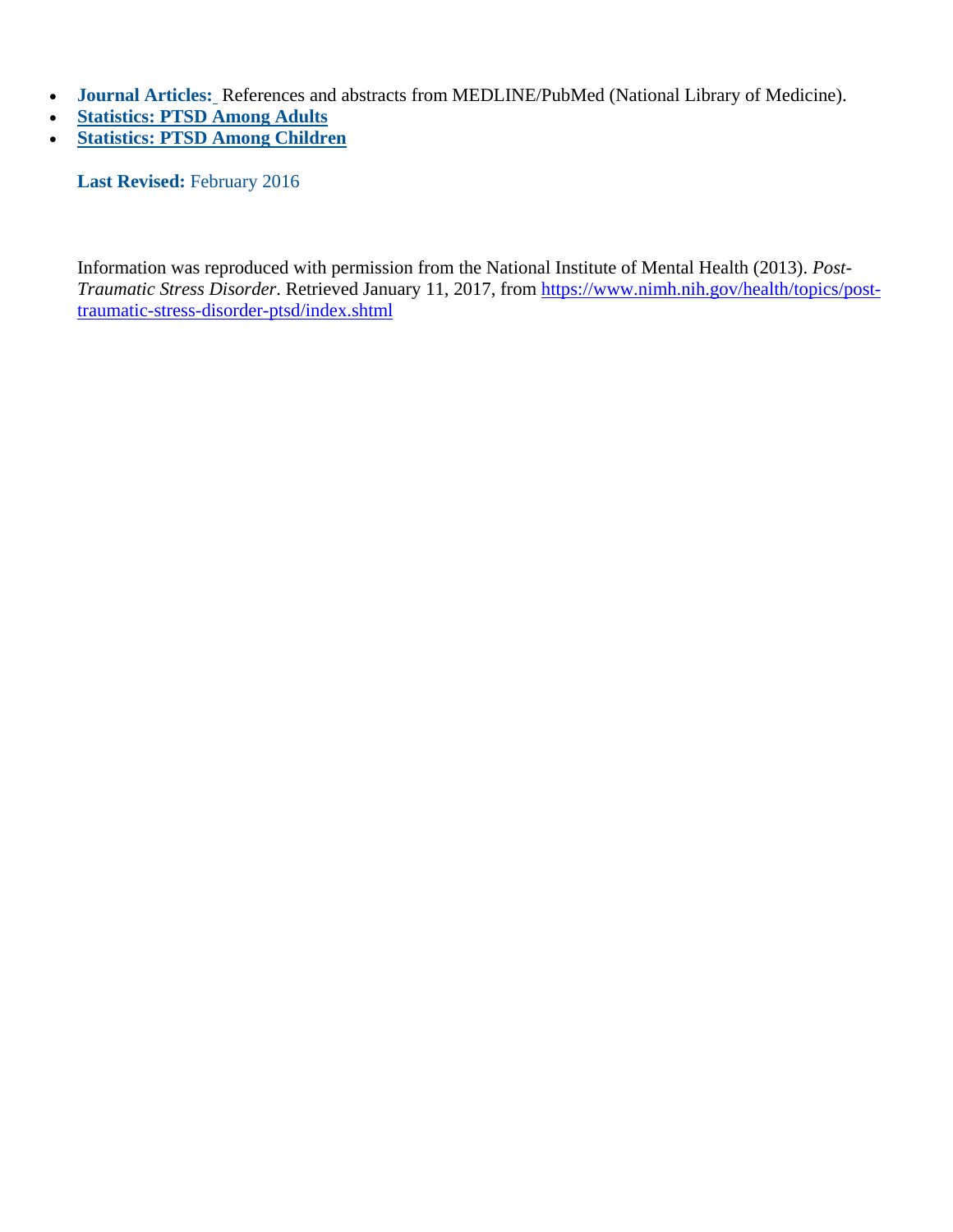- **Journal Articles:** References and abstracts from MEDLINE/PubMed (National Library of Medicine).
- **Statistics: PTSD Among Adults**
- **Statistics: PTSD Among Children**

**Last Revised:** February 2016

Information was reproduced with permission from the National Institute of Mental Health (2013). *Post-Traumatic Stress Disorder*. Retrieved January 11, 2017, from https://www.nimh.nih.gov/health/topics/post-traumatic-stress-disorder-ptsd/index.shtml